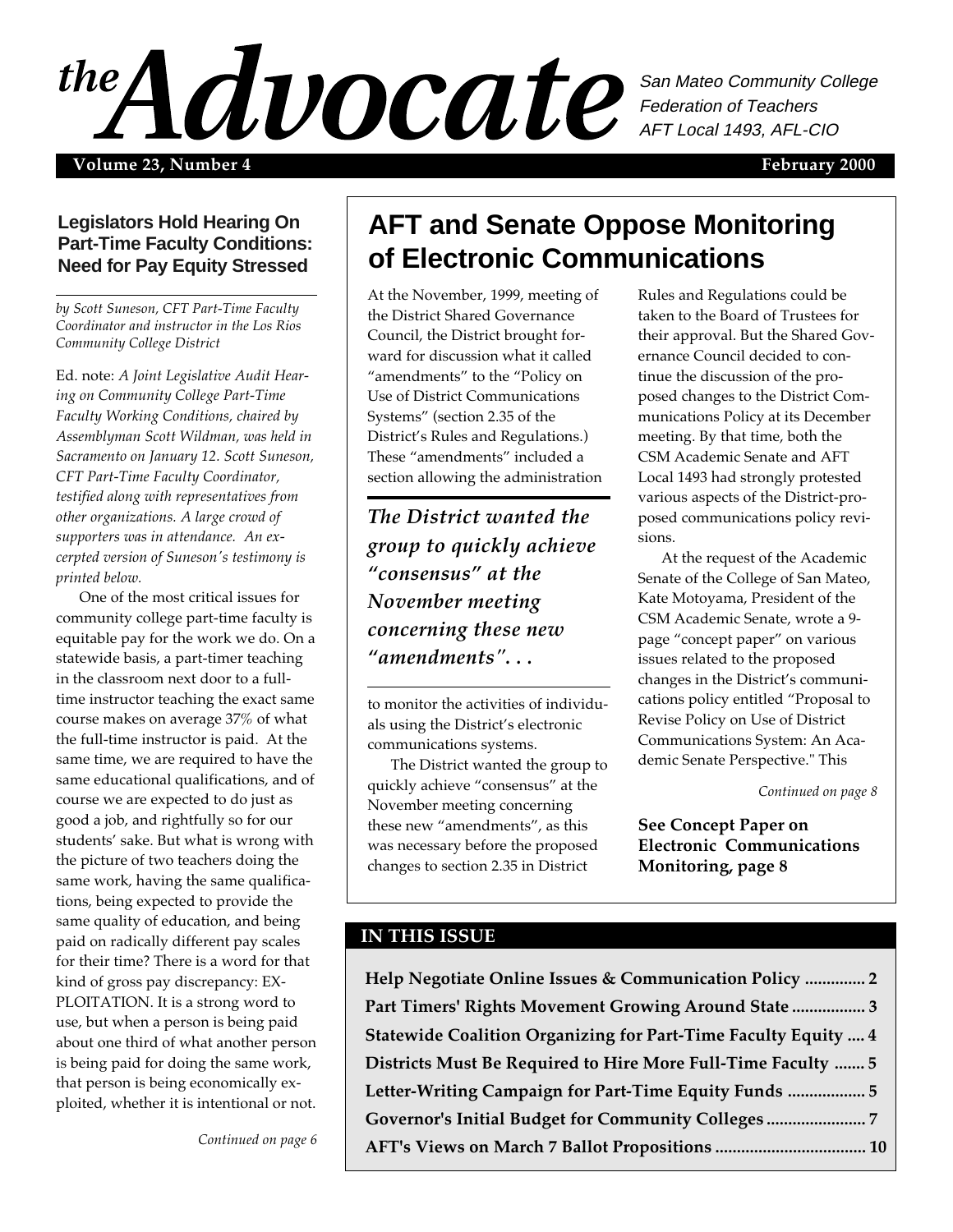# the Advocate

San Mateo Community College Federation of Teachers AFT Local 1493, AFL-CIO

Volume 23, Number 4 — February 2000

## AFT and Senate Oppose Monitoring of Electronic Communications

At the November, 1999, meeting of the District Shared Governance Council, the District brought forward for discussion what it called "amendments" to the "Policy on Use of District Communications Systems" (section 2.35 of the District's Rules and Regulations.) These "amendments" included a section allowing the administration to monitor the activities of individuals using the District's electronic communications systems.

> *The District wanted the group to quickly achieve "consensus" at the November meeting concerning these new "amendments". . .*

The District wanted the group to quickly achieve "consensus" at the November meeting concerning these new "amendments", as this was necessary before the proposed changes to section 2.35 in District Rules and Regulations could be taken to the Board of Trustees for their approval. But the Shared Governance Council decided to continue the discussion of the proposed changes to the District Communications Policy at its December meeting. By that time, both the CSM Academic Senate and AFT Local 1493 had strongly protested various aspects of the District-proposed communications policy revisions.

At the request of the Academic Senate of the College of San Mateo, Kate Motoyama, President of the CSM Academic Senate, wrote a 9-page "concept paper" on various issues related to the proposed changes in the District's communications policy entitled "Proposal to Revise Policy on Use of District Communications System: An Academic Senate Perspective." This

*Continued on page 8*

**See Concept Paper on Electronic Communications Monitoring, page 8**

## Legislators Hold Hearing On Part-Time Faculty Conditions: Need for Pay Equity Stressed

*by Scott Suneson, CFT Part-Time Faculty Coordinator and instructor in the Los Rios Community College District*

Ed. note: *A Joint Legislative Audit Hearing on Community College Part-Time Faculty Working Conditions, chaired by Assemblyman Scott Wildman, was held in Sacramento on January 12. Scott Suneson, CFT Part-Time Faculty Coordinator, testified along with representatives from other organizations. A large crowd of supporters was in attendance. An excerpted version of Suneson's testimony is printed below.*

One of the most critical issues for community college part-time faculty is equitable pay for the work we do. On a statewide basis, a part-timer teaching in the classroom next door to a full-time instructor teaching the exact same course makes on average 37% of what the full-time instructor is paid. At the same time, we are required to have the same educational qualifications, and of course we are expected to do just as good a job, and rightfully so for our students' sake. But what is wrong with the picture of two teachers doing the same work, having the same qualifications, being expected to provide the same quality of education, and being paid on radically different pay scales for their time? There is a word for that kind of gross pay discrepancy: EXPLOITATION. It is a strong word to use, but when a person is being paid about one third of what another person is being paid for doing the same work, that person is being economically exploited, whether it is intentional or not.

*Continued on page 6*

## IN THIS ISSUE

- **Help Negotiate Online Issues & Communication Policy .............. 2**
- **Part Timers' Rights Movement Growing Around State ................. 3**
- **Statewide Coalition Organizing for Part-Time Faculty Equity .... 4**
- **Districts Must Be Required to Hire More Full-Time Faculty ....... 5**
- **Letter-Writing Campaign for Part-Time Equity Funds ................. 5**
- **Governor's Initial Budget for Community Colleges ....................... 7**
- **AFT's Views on March 7 Ballot Propositions ................................... 10**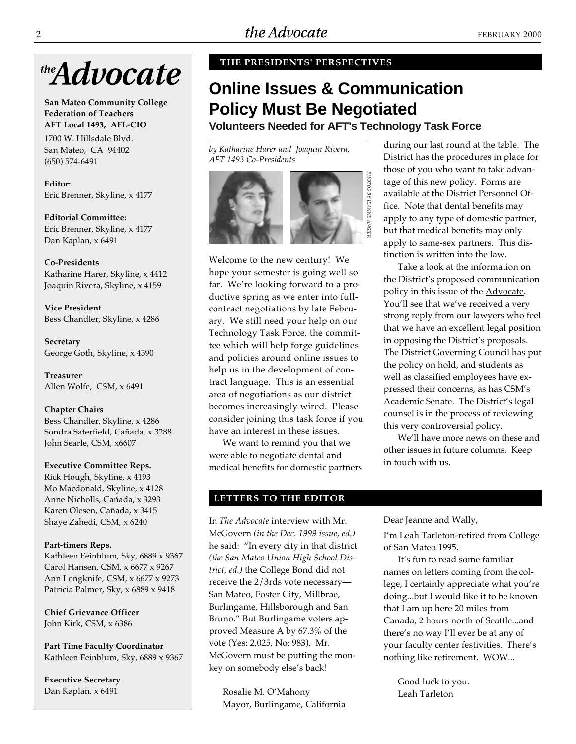# *the* Advocate

**San Mateo Community College Federation of Teachers AFT Local 1493, AFL-CIO**

1700 W. Hillsdale Blvd.
San Mateo, CA 94402
(650) 574-6491

**Editor:**
Eric Brenner, Skyline, x 4177

**Editorial Committee:**
Eric Brenner, Skyline, x 4177
Dan Kaplan, x 6491

**Co-Presidents**
Katharine Harer, Skyline, x 4412
Joaquin Rivera, Skyline, x 4159

**Vice President**
Bess Chandler, Skyline, x 4286

**Secretary**
George Goth, Skyline, x 4390

**Treasurer**
Allen Wolfe, CSM, x 6491

**Chapter Chairs**
Bess Chandler, Skyline, x 4286
Sondra Saterfield, Cañada, x 3288
John Searle, CSM, x6607

**Executive Committee Reps.**
Rick Hough, Skyline, x 4193
Mo Macdonald, Skyline, x 4128
Anne Nicholls, Cañada, x 3293
Karen Olesen, Cañada, x 3415
Shaye Zahedi, CSM, x 6240

**Part-timers Reps.**
Kathleen Feinblum, Sky, 6889 x 9367
Carol Hansen, CSM, x 6677 x 9267
Ann Longknife, CSM, x 6677 x 9273
Patricia Palmer, Sky, x 6889 x 9418

**Chief Grievance Officer**
John Kirk, CSM, x 6386

**Part Time Faculty Coordinator**
Kathleen Feinblum, Sky, 6889 x 9367

**Executive Secretary**
Dan Kaplan, x 6491

**THE PRESIDENTS' PERSPECTIVES**

## Online Issues & Communication Policy Must Be Negotiated

### Volunteers Needed for AFT's Technology Task Force

*by Katharine Harer and Joaquin Rivera, AFT 1493 Co-Presidents*

*PHOTOS BY JEANNE ANGIER*

Welcome to the new century! We hope your semester is going well so far. We're looking forward to a productive spring as we enter into full-contract negotiations by late February. We still need your help on our Technology Task Force, the committee which will help forge guidelines and policies around online issues to help us in the development of contract language. This is an essential area of negotiations as our district becomes increasingly wired. Please consider joining this task force if you have an interest in these issues.

We want to remind you that we were able to negotiate dental and medical benefits for domestic partners during our last round at the table. The District has the procedures in place for those of you who want to take advantage of this new policy. Forms are available at the District Personnel Office. Note that dental benefits may apply to any type of domestic partner, but that medical benefits may only apply to same-sex partners. This distinction is written into the law.

Take a look at the information on the District's proposed communication policy in this issue of the Advocate. You'll see that we've received a very strong reply from our lawyers who feel that we have an excellent legal position in opposing the District's proposals. The District Governing Council has put the policy on hold, and students as well as classified employees have expressed their concerns, as has CSM's Academic Senate. The District's legal counsel is in the process of reviewing this very controversial policy.

We'll have more news on these and other issues in future columns. Keep in touch with us.

**LETTERS TO THE EDITOR**

In *The Advocate* interview with Mr. McGovern *(in the Dec. 1999 issue, ed.)* he said: "In every city in that district *(the San Mateo Union High School District, ed.)* the College Bond did not receive the 2/3rds vote necessary—San Mateo, Foster City, Millbrae, Burlingame, Hillsborough and San Bruno." But Burlingame voters approved Measure A by 67.3% of the vote (Yes: 2,025, No: 983). Mr. McGovern must be putting the monkey on somebody else's back!

Rosalie M. O'Mahony
Mayor, Burlingame, California

Dear Jeanne and Wally,

I'm Leah Tarleton-retired from College of San Mateo 1995.

It's fun to read some familiar names on letters coming from the college, I certainly appreciate what you're doing...but I would like it to be known that I am up here 20 miles from Canada, 2 hours north of Seattle...and there's no way I'll ever be at any of your faculty center festivities. There's nothing like retirement. WOW...

Good luck to you.
Leah Tarleton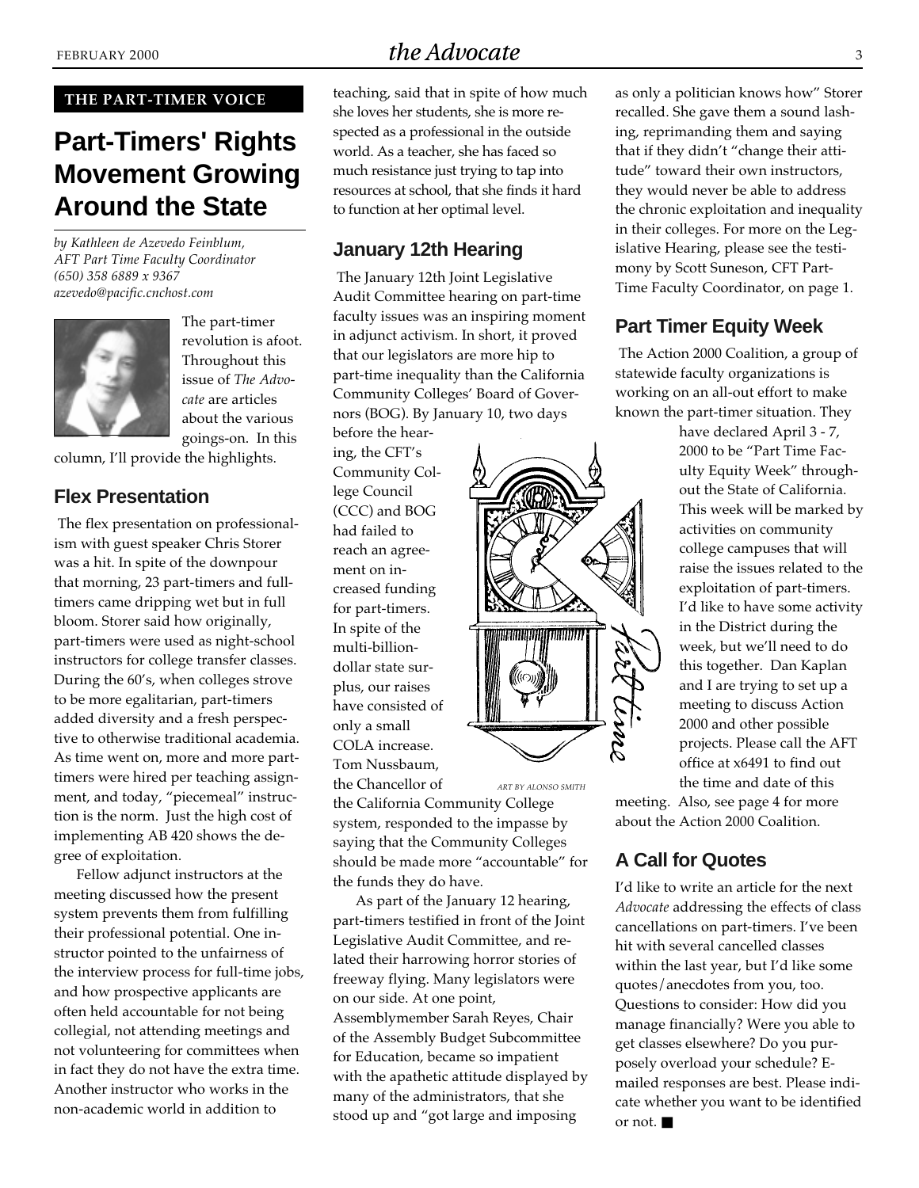THE PART-TIMER VOICE

# Part-Timers' Rights Movement Growing Around the State

*by Kathleen de Azevedo Feinblum, AFT Part Time Faculty Coordinator (650) 358 6889 x 9367 azevedo@pacific.cnchost.com*

The part-timer revolution is afoot. Throughout this issue of *The Advocate* are articles about the various goings-on. In this column, I'll provide the highlights.

## Flex Presentation

The flex presentation on professionalism with guest speaker Chris Storer was a hit. In spite of the downpour that morning, 23 part-timers and full-timers came dripping wet but in full bloom. Storer said how originally, part-timers were used as night-school instructors for college transfer classes. During the 60's, when colleges strove to be more egalitarian, part-timers added diversity and a fresh perspective to otherwise traditional academia. As time went on, more and more part-timers were hired per teaching assignment, and today, "piecemeal" instruction is the norm. Just the high cost of implementing AB 420 shows the degree of exploitation.

Fellow adjunct instructors at the meeting discussed how the present system prevents them from fulfilling their professional potential. One instructor pointed to the unfairness of the interview process for full-time jobs, and how prospective applicants are often held accountable for not being collegial, not attending meetings and not volunteering for committees when in fact they do not have the extra time. Another instructor who works in the non-academic world in addition to teaching, said that in spite of how much she loves her students, she is more respected as a professional in the outside world. As a teacher, she has faced so much resistance just trying to tap into resources at school, that she finds it hard to function at her optimal level.

## January 12th Hearing

The January 12th Joint Legislative Audit Committee hearing on part-time faculty issues was an inspiring moment in adjunct activism. In short, it proved that our legislators are more hip to part-time inequality than the California Community Colleges' Board of Governors (BOG). By January 10, two days before the hearing, the CFT's Community College Council (CCC) and BOG had failed to reach an agreement on increased funding for part-timers. In spite of the multi-billion-dollar state surplus, our raises have consisted of only a small COLA increase. Tom Nussbaum, the Chancellor of the California Community College system, responded to the impasse by saying that the Community Colleges should be made more "accountable" for the funds they do have.

*ART BY ALONSO SMITH*

As part of the January 12 hearing, part-timers testified in front of the Joint Legislative Audit Committee, and related their harrowing horror stories of freeway flying. Many legislators were on our side. At one point, Assemblymember Sarah Reyes, Chair of the Assembly Budget Subcommittee for Education, became so impatient with the apathetic attitude displayed by many of the administrators, that she stood up and "got large and imposing as only a politician knows how" Storer recalled. She gave them a sound lashing, reprimanding them and saying that if they didn't "change their attitude" toward their own instructors, they would never be able to address the chronic exploitation and inequality in their colleges. For more on the Legislative Hearing, please see the testimony by Scott Suneson, CFT Part-Time Faculty Coordinator, on page 1.

## Part Timer Equity Week

The Action 2000 Coalition, a group of statewide faculty organizations is working on an all-out effort to make known the part-timer situation. They have declared April 3 - 7, 2000 to be "Part Time Faculty Equity Week" throughout the State of California. This week will be marked by activities on community college campuses that will raise the issues related to the exploitation of part-timers. I'd like to have some activity in the District during the week, but we'll need to do this together. Dan Kaplan and I are trying to set up a meeting to discuss Action 2000 and other possible projects. Please call the AFT office at x6491 to find out the time and date of this meeting. Also, see page 4 for more about the Action 2000 Coalition.

## A Call for Quotes

I'd like to write an article for the next *Advocate* addressing the effects of class cancellations on part-timers. I've been hit with several cancelled classes within the last year, but I'd like some quotes/anecdotes from you, too. Questions to consider: How did you manage financially? Were you able to get classes elsewhere? Do you purposely overload your schedule? E-mailed responses are best. Please indicate whether you want to be identified or not. ■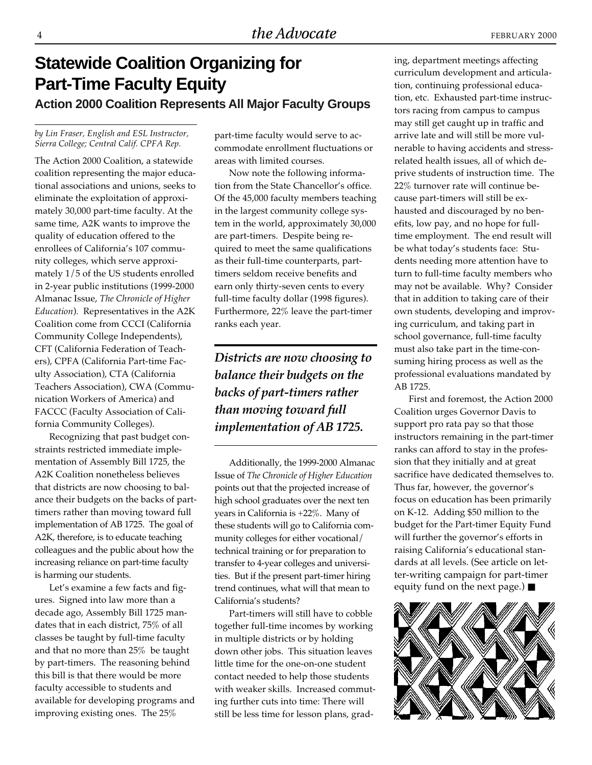# Statewide Coalition Organizing for Part-Time Faculty Equity

## Action 2000 Coalition Represents All Major Faculty Groups

*by Lin Fraser, English and ESL Instructor, Sierra College; Central Calif. CPFA Rep.*

The Action 2000 Coalition, a statewide coalition representing the major educational associations and unions, seeks to eliminate the exploitation of approximately 30,000 part-time faculty. At the same time, A2K wants to improve the quality of education offered to the enrollees of California's 107 community colleges, which serve approximately 1/5 of the US students enrolled in 2-year public institutions (1999-2000 Almanac Issue, *The Chronicle of Higher Education*). Representatives in the A2K Coalition come from CCCI (California Community College Independents), CFT (California Federation of Teachers), CPFA (California Part-time Faculty Association), CTA (California Teachers Association), CWA (Communication Workers of America) and FACCC (Faculty Association of California Community Colleges).

Recognizing that past budget constraints restricted immediate implementation of Assembly Bill 1725, the A2K Coalition nonetheless believes that districts are now choosing to balance their budgets on the backs of part-timers rather than moving toward full implementation of AB 1725. The goal of A2K, therefore, is to educate teaching colleagues and the public about how the increasing reliance on part-time faculty is harming our students.

Let's examine a few facts and figures. Signed into law more than a decade ago, Assembly Bill 1725 mandates that in each district, 75% of all classes be taught by full-time faculty and that no more than 25% be taught by part-timers. The reasoning behind this bill is that there would be more faculty accessible to students and available for developing programs and improving existing ones. The 25% part-time faculty would serve to accommodate enrollment fluctuations or areas with limited courses.

Now note the following information from the State Chancellor's office. Of the 45,000 faculty members teaching in the largest community college system in the world, approximately 30,000 are part-timers. Despite being required to meet the same qualifications as their full-time counterparts, part-timers seldom receive benefits and earn only thirty-seven cents to every full-time faculty dollar (1998 figures). Furthermore, 22% leave the part-timer ranks each year.

> ***Districts are now choosing to balance their budgets on the backs of part-timers rather than moving toward full implementation of AB 1725.***

Additionally, the 1999-2000 Almanac Issue of *The Chronicle of Higher Education* points out that the projected increase of high school graduates over the next ten years in California is +22%. Many of these students will go to California community colleges for either vocational/technical training or for preparation to transfer to 4-year colleges and universities. But if the present part-timer hiring trend continues, what will that mean to California's students?

Part-timers will still have to cobble together full-time incomes by working in multiple districts or by holding down other jobs. This situation leaves little time for the one-on-one student contact needed to help those students with weaker skills. Increased commuting further cuts into time: There will still be less time for lesson plans, grading, department meetings affecting curriculum development and articulation, continuing professional education, etc. Exhausted part-time instructors racing from campus to campus may still get caught up in traffic and arrive late and will still be more vulnerable to having accidents and stress-related health issues, all of which deprive students of instruction time. The 22% turnover rate will continue because part-timers will still be exhausted and discouraged by no benefits, low pay, and no hope for full-time employment. The end result will be what today's students face: Students needing more attention have to turn to full-time faculty members who may not be available. Why? Consider that in addition to taking care of their own students, developing and improving curriculum, and taking part in school governance, full-time faculty must also take part in the time-consuming hiring process as well as the professional evaluations mandated by AB 1725.

First and foremost, the Action 2000 Coalition urges Governor Davis to support pro rata pay so that those instructors remaining in the part-timer ranks can afford to stay in the profession that they initially and at great sacrifice have dedicated themselves to. Thus far, however, the governor's focus on education has been primarily on K-12. Adding $50 million to the budget for the Part-timer Equity Fund will further the governor's efforts in raising California's educational standards at all levels. (See article on letter-writing campaign for part-timer equity fund on the next page.) ■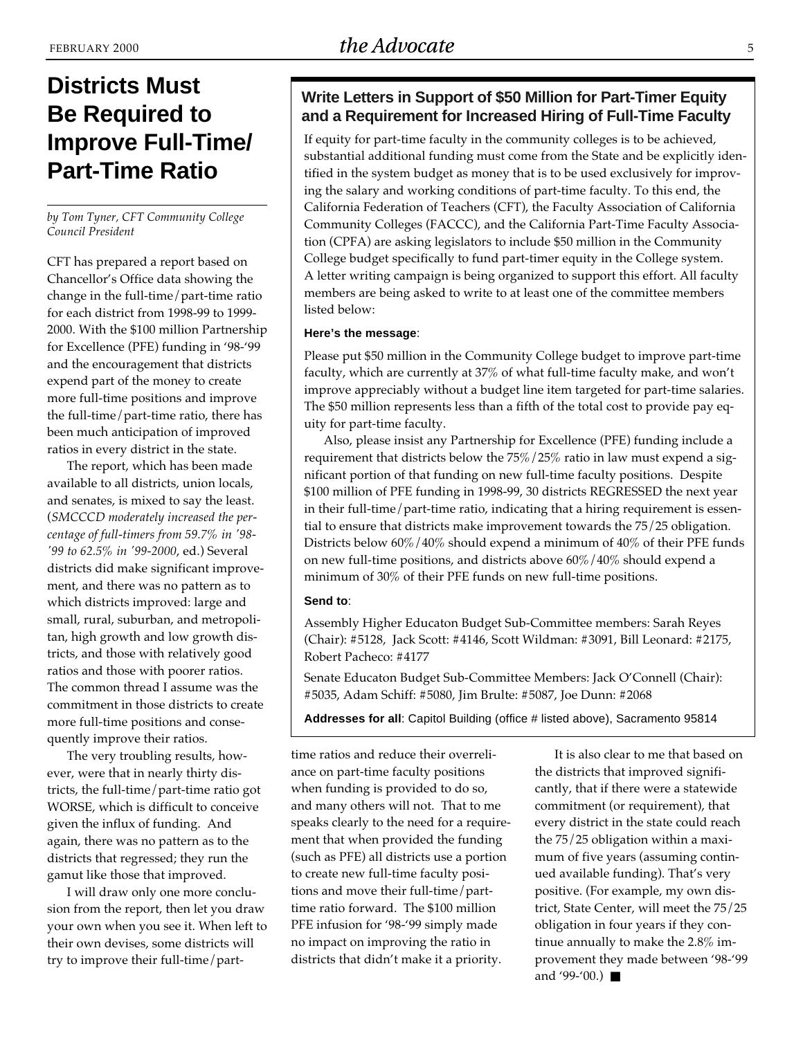# Districts Must Be Required to Improve Full-Time/ Part-Time Ratio

*by Tom Tyner, CFT Community College Council President*

CFT has prepared a report based on Chancellor's Office data showing the change in the full-time/part-time ratio for each district from 1998-99 to 1999-2000. With the $100 million Partnership for Excellence (PFE) funding in '98-'99 and the encouragement that districts expend part of the money to create more full-time positions and improve the full-time/part-time ratio, there has been much anticipation of improved ratios in every district in the state.

The report, which has been made available to all districts, union locals, and senates, is mixed to say the least. (*SMCCCD moderately increased the percentage of full-timers from 59.7% in '98-'99 to 62.5% in '99-2000*, ed.) Several districts did make significant improvement, and there was no pattern as to which districts improved: large and small, rural, suburban, and metropolitan, high growth and low growth districts, and those with relatively good ratios and those with poorer ratios. The common thread I assume was the commitment in those districts to create more full-time positions and consequently improve their ratios.

The very troubling results, however, were that in nearly thirty districts, the full-time/part-time ratio got WORSE, which is difficult to conceive given the influx of funding. And again, there was no pattern as to the districts that regressed; they run the gamut like those that improved.

I will draw only one more conclusion from the report, then let you draw your own when you see it. When left to their own devises, some districts will try to improve their full-time/part-time ratios and reduce their overreliance on part-time faculty positions when funding is provided to do so, and many others will not. That to me speaks clearly to the need for a requirement that when provided the funding (such as PFE) all districts use a portion to create new full-time faculty positions and move their full-time/part-time ratio forward. The $100 million PFE infusion for '98-'99 simply made no impact on improving the ratio in districts that didn't make it a priority.

It is also clear to me that based on the districts that improved significantly, that if there were a statewide commitment (or requirement), that every district in the state could reach the 75/25 obligation within a maximum of five years (assuming continued available funding). That's very positive. (For example, my own district, State Center, will meet the 75/25 obligation in four years if they continue annually to make the 2.8% improvement they made between '98-'99 and '99-'00.) ■

## Write Letters in Support of $50 Million for Part-Timer Equity and a Requirement for Increased Hiring of Full-Time Faculty

If equity for part-time faculty in the community colleges is to be achieved, substantial additional funding must come from the State and be explicitly identified in the system budget as money that is to be used exclusively for improving the salary and working conditions of part-time faculty. To this end, the California Federation of Teachers (CFT), the Faculty Association of California Community Colleges (FACCC), and the California Part-Time Faculty Association (CPFA) are asking legislators to include $50 million in the Community College budget specifically to fund part-timer equity in the College system. A letter writing campaign is being organized to support this effort. All faculty members are being asked to write to at least one of the committee members listed below:

**Here's the message**:

Please put $50 million in the Community College budget to improve part-time faculty, which are currently at 37% of what full-time faculty make, and won't improve appreciably without a budget line item targeted for part-time salaries. The $50 million represents less than a fifth of the total cost to provide pay equity for part-time faculty.

Also, please insist any Partnership for Excellence (PFE) funding include a requirement that districts below the 75%/25% ratio in law must expend a significant portion of that funding on new full-time faculty positions. Despite $100 million of PFE funding in 1998-99, 30 districts REGRESSED the next year in their full-time/part-time ratio, indicating that a hiring requirement is essential to ensure that districts make improvement towards the 75/25 obligation. Districts below 60%/40% should expend a minimum of 40% of their PFE funds on new full-time positions, and districts above 60%/40% should expend a minimum of 30% of their PFE funds on new full-time positions.

**Send to**:

Assembly Higher Educaton Budget Sub-Committee members: Sarah Reyes (Chair): #5128, Jack Scott: #4146, Scott Wildman: #3091, Bill Leonard: #2175, Robert Pacheco: #4177

Senate Educaton Budget Sub-Committee Members: Jack O'Connell (Chair): #5035, Adam Schiff: #5080, Jim Brulte: #5087, Joe Dunn: #2068

**Addresses for all**: Capitol Building (office # listed above), Sacramento 95814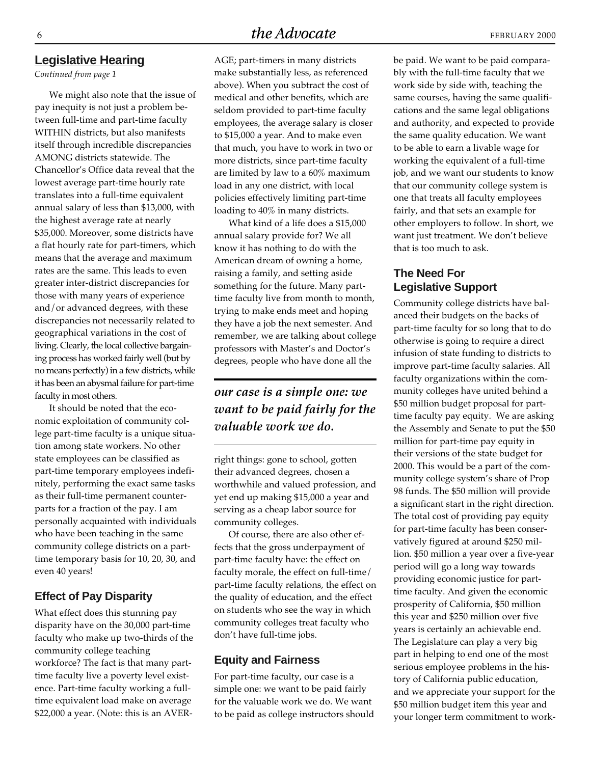## Legislative Hearing

*Continued from page 1*

We might also note that the issue of pay inequity is not just a problem between full-time and part-time faculty WITHIN districts, but also manifests itself through incredible discrepancies AMONG districts statewide. The Chancellor's Office data reveal that the lowest average part-time hourly rate translates into a full-time equivalent annual salary of less than $13,000, with the highest average rate at nearly $35,000. Moreover, some districts have a flat hourly rate for part-timers, which means that the average and maximum rates are the same. This leads to even greater inter-district discrepancies for those with many years of experience and/or advanced degrees, with these discrepancies not necessarily related to geographical variations in the cost of living. Clearly, the local collective bargaining process has worked fairly well (but by no means perfectly) in a few districts, while it has been an abysmal failure for part-time faculty in most others.

It should be noted that the economic exploitation of community college part-time faculty is a unique situation among state workers. No other state employees can be classified as part-time temporary employees indefinitely, performing the exact same tasks as their full-time permanent counterparts for a fraction of the pay. I am personally acquainted with individuals who have been teaching in the same community college districts on a part-time temporary basis for 10, 20, 30, and even 40 years!

### Effect of Pay Disparity

What effect does this stunning pay disparity have on the 30,000 part-time faculty who make up two-thirds of the community college teaching workforce? The fact is that many part-time faculty live a poverty level existence. Part-time faculty working a full-time equivalent load make on average $22,000 a year. (Note: this is an AVERAGE; part-timers in many districts make substantially less, as referenced above). When you subtract the cost of medical and other benefits, which are seldom provided to part-time faculty employees, the average salary is closer to $15,000 a year. And to make even that much, you have to work in two or more districts, since part-time faculty are limited by law to a 60% maximum load in any one district, with local policies effectively limiting part-time loading to 40% in many districts.

What kind of a life does a $15,000 annual salary provide for? We all know it has nothing to do with the American dream of owning a home, raising a family, and setting aside something for the future. Many part-time faculty live from month to month, trying to make ends meet and hoping they have a job the next semester. And remember, we are talking about college professors with Master's and Doctor's degrees, people who have done all the right things: gone to school, gotten their advanced degrees, chosen a worthwhile and valued profession, and yet end up making $15,000 a year and serving as a cheap labor source for community colleges.

> ***our case is a simple one: we want to be paid fairly for the valuable work we do.***

Of course, there are also other effects that the gross underpayment of part-time faculty have: the effect on faculty morale, the effect on full-time/part-time faculty relations, the effect on the quality of education, and the effect on students who see the way in which community colleges treat faculty who don't have full-time jobs.

### Equity and Fairness

For part-time faculty, our case is a simple one: we want to be paid fairly for the valuable work we do. We want to be paid as college instructors should be paid. We want to be paid comparably with the full-time faculty that we work side by side with, teaching the same courses, having the same qualifications and the same legal obligations and authority, and expected to provide the same quality education. We want to be able to earn a livable wage for working the equivalent of a full-time job, and we want our students to know that our community college system is one that treats all faculty employees fairly, and that sets an example for other employers to follow. In short, we want just treatment. We don't believe that is too much to ask.

### The Need For Legislative Support

Community college districts have balanced their budgets on the backs of part-time faculty for so long that to do otherwise is going to require a direct infusion of state funding to districts to improve part-time faculty salaries. All faculty organizations within the community colleges have united behind a $50 million budget proposal for part-time faculty pay equity. We are asking the Assembly and Senate to put the $50 million for part-time pay equity in their versions of the state budget for 2000. This would be a part of the community college system's share of Prop 98 funds. The $50 million will provide a significant start in the right direction. The total cost of providing pay equity for part-time faculty has been conservatively figured at around $250 million. $50 million a year over a five-year period will go a long way towards providing economic justice for part-time faculty. And given the economic prosperity of California, $50 million this year and $250 million over five years is certainly an achievable end. The Legislature can play a very big part in helping to end one of the most serious employee problems in the history of California public education, and we appreciate your support for the $50 million budget item this year and your longer term commitment to work-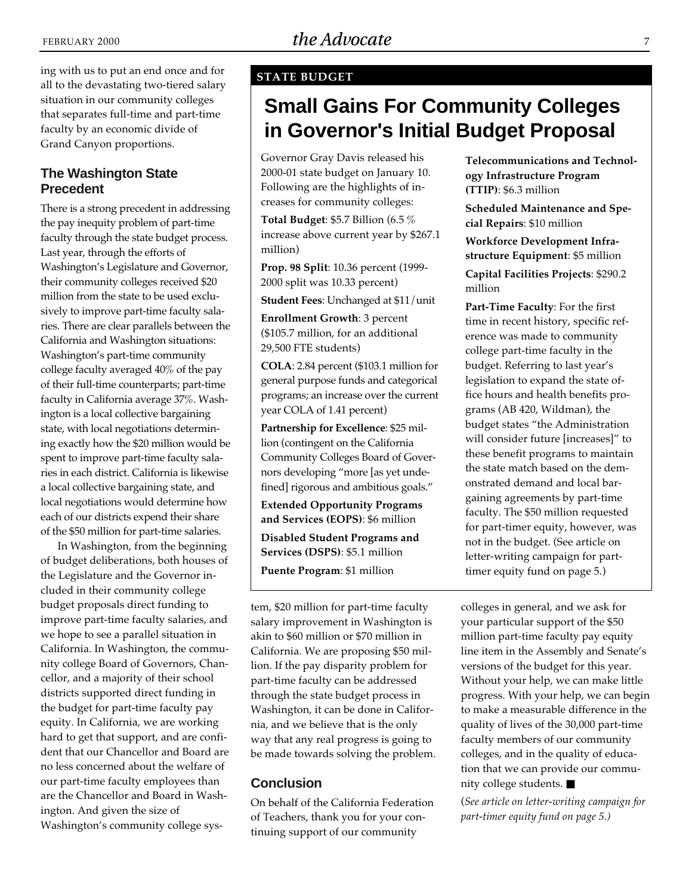ing with us to put an end once and for all to the devastating two-tiered salary situation in our community colleges that separates full-time and part-time faculty by an economic divide of Grand Canyon proportions.

### The Washington State Precedent

There is a strong precedent in addressing the pay inequity problem of part-time faculty through the state budget process. Last year, through the efforts of Washington's Legislature and Governor, their community colleges received $20 million from the state to be used exclusively to improve part-time faculty salaries. There are clear parallels between the California and Washington situations: Washington's part-time community college faculty averaged 40% of the pay of their full-time counterparts; part-time faculty in California average 37%. Washington is a local collective bargaining state, with local negotiations determining exactly how the $20 million would be spent to improve part-time faculty salaries in each district. California is likewise a local collective bargaining state, and local negotiations would determine how each of our districts expend their share of the $50 million for part-time salaries.

In Washington, from the beginning of budget deliberations, both houses of the Legislature and the Governor included in their community college budget proposals direct funding to improve part-time faculty salaries, and we hope to see a parallel situation in California. In Washington, the community college Board of Governors, Chancellor, and a majority of their school districts supported direct funding in the budget for part-time faculty pay equity. In California, we are working hard to get that support, and are confident that our Chancellor and Board are no less concerned about the welfare of our part-time faculty employees than are the Chancellor and Board in Washington. And given the size of Washington's community college system, $20 million for part-time faculty salary improvement in Washington is akin to $60 million or $70 million in California. We are proposing $50 million. If the pay disparity problem for part-time faculty can be addressed through the state budget process in Washington, it can be done in California, and we believe that is the only way that any real progress is going to be made towards solving the problem.

### Conclusion

On behalf of the California Federation of Teachers, thank you for your continuing support of our community colleges in general, and we ask for your particular support of the $50 million part-time faculty pay equity line item in the Assembly and Senate's versions of the budget for this year. Without your help, we can make little progress. With your help, we can begin to make a measurable difference in the quality of lives of the 30,000 part-time faculty members of our community colleges, and in the quality of education that we can provide our community college students. ■

(*See article on letter-writing campaign for part-timer equity fund on page 5.)*

---

**STATE BUDGET**

## Small Gains For Community Colleges in Governor's Initial Budget Proposal

Governor Gray Davis released his 2000-01 state budget on January 10. Following are the highlights of increases for community colleges:

**Total Budget**: $5.7 Billion (6.5 % increase above current year by $267.1 million)

**Prop. 98 Split**: 10.36 percent (1999-2000 split was 10.33 percent)

**Student Fees**: Unchanged at $11/unit

**Enrollment Growth**: 3 percent ($105.7 million, for an additional 29,500 FTE students)

**COLA**: 2.84 percent ($103.1 million for general purpose funds and categorical programs; an increase over the current year COLA of 1.41 percent)

**Partnership for Excellence**: $25 million (contingent on the California Community Colleges Board of Governors developing "more [as yet undefined] rigorous and ambitious goals."

**Extended Opportunity Programs and Services (EOPS)**: $6 million

**Disabled Student Programs and Services (DSPS)**: $5.1 million

**Puente Program**: $1 million

**Telecommunications and Technology Infrastructure Program (TTIP)**: $6.3 million

**Scheduled Maintenance and Special Repairs**: $10 million

**Workforce Development Infrastructure Equipment**: $5 million

**Capital Facilities Projects**: $290.2 million

**Part-Time Faculty**: For the first time in recent history, specific reference was made to community college part-time faculty in the budget. Referring to last year's legislation to expand the state office hours and health benefits programs (AB 420, Wildman), the budget states "the Administration will consider future [increases]" to these benefit programs to maintain the state match based on the demonstrated demand and local bargaining agreements by part-time faculty. The $50 million requested for part-timer equity, however, was not in the budget. (See article on letter-writing campaign for part-timer equity fund on page 5.)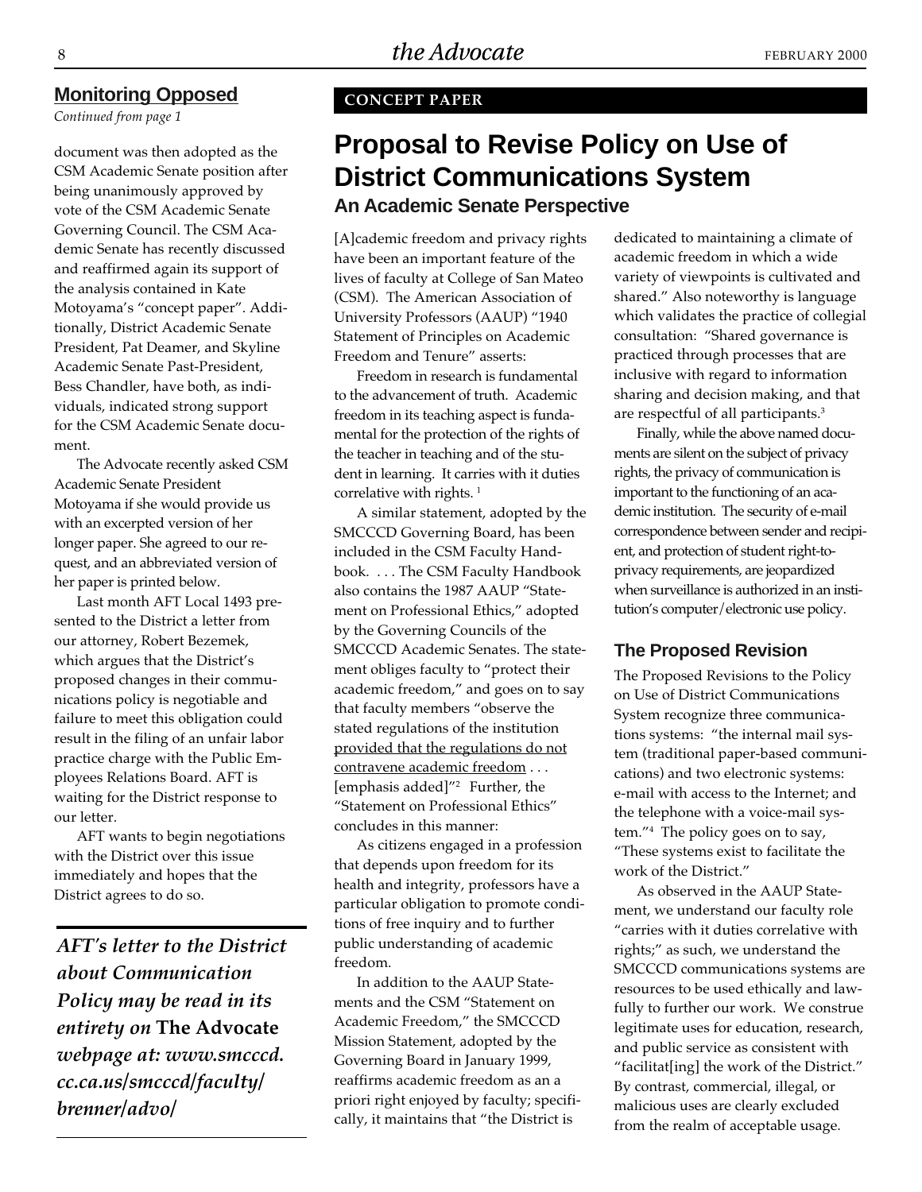## Monitoring Opposed

*Continued from page 1*

document was then adopted as the CSM Academic Senate position after being unanimously approved by vote of the CSM Academic Senate Governing Council. The CSM Academic Senate has recently discussed and reaffirmed again its support of the analysis contained in Kate Motoyama's "concept paper". Additionally, District Academic Senate President, Pat Deamer, and Skyline Academic Senate Past-President, Bess Chandler, have both, as individuals, indicated strong support for the CSM Academic Senate document.

The Advocate recently asked CSM Academic Senate President Motoyama if she would provide us with an excerpted version of her longer paper. She agreed to our request, and an abbreviated version of her paper is printed below.

Last month AFT Local 1493 presented to the District a letter from our attorney, Robert Bezemek, which argues that the District's proposed changes in their communications policy is negotiable and failure to meet this obligation could result in the filing of an unfair labor practice charge with the Public Employees Relations Board. AFT is waiting for the District response to our letter.

AFT wants to begin negotiations with the District over this issue immediately and hopes that the District agrees to do so.

***AFT's letter to the District about Communication Policy may be read in its entirety on* The Advocate *webpage at: www.smcccd.cc.ca.us/smcccd/faculty/brenner/advo/***

**CONCEPT PAPER**

# Proposal to Revise Policy on Use of District Communications System

### An Academic Senate Perspective

[A]cademic freedom and privacy rights have been an important feature of the lives of faculty at College of San Mateo (CSM). The American Association of University Professors (AAUP) "1940 Statement of Principles on Academic Freedom and Tenure" asserts:

> Freedom in research is fundamental to the advancement of truth. Academic freedom in its teaching aspect is fundamental for the protection of the rights of the teacher in teaching and of the student in learning. It carries with it duties correlative with rights. [1]

A similar statement, adopted by the SMCCCD Governing Board, has been included in the CSM Faculty Handbook. . . . The CSM Faculty Handbook also contains the 1987 AAUP "Statement on Professional Ethics," adopted by the Governing Councils of the SMCCCD Academic Senates. The statement obliges faculty to "protect their academic freedom," and goes on to say that faculty members "observe the stated regulations of the institution <u>provided that the regulations do not contravene academic freedom</u> . . . [emphasis added]"[2] Further, the "Statement on Professional Ethics" concludes in this manner:

> As citizens engaged in a profession that depends upon freedom for its health and integrity, professors have a particular obligation to promote conditions of free inquiry and to further public understanding of academic freedom.

In addition to the AAUP Statements and the CSM "Statement on Academic Freedom," the SMCCCD Mission Statement, adopted by the Governing Board in January 1999, reaffirms academic freedom as an a priori right enjoyed by faculty; specifically, it maintains that "the District is dedicated to maintaining a climate of academic freedom in which a wide variety of viewpoints is cultivated and shared." Also noteworthy is language which validates the practice of collegial consultation: "Shared governance is practiced through processes that are inclusive with regard to information sharing and decision making, and that are respectful of all participants.[3]

Finally, while the above named documents are silent on the subject of privacy rights, the privacy of communication is important to the functioning of an academic institution. The security of e-mail correspondence between sender and recipient, and protection of student right-to-privacy requirements, are jeopardized when surveillance is authorized in an institution's computer/electronic use policy.

### The Proposed Revision

The Proposed Revisions to the Policy on Use of District Communications System recognize three communications systems: "the internal mail system (traditional paper-based communications) and two electronic systems: e-mail with access to the Internet; and the telephone with a voice-mail system."[4] The policy goes on to say, "These systems exist to facilitate the work of the District."

As observed in the AAUP Statement, we understand our faculty role "carries with it duties correlative with rights;" as such, we understand the SMCCCD communications systems are resources to be used ethically and lawfully to further our work. We construe legitimate uses for education, research, and public service as consistent with "facilitat[ing] the work of the District." By contrast, commercial, illegal, or malicious uses are clearly excluded from the realm of acceptable usage.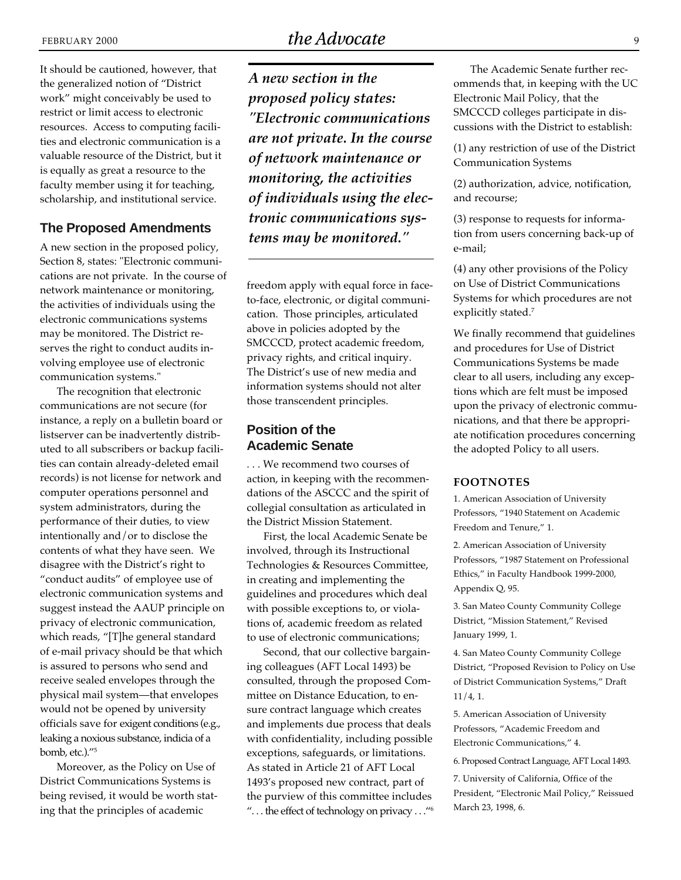It should be cautioned, however, that the generalized notion of "District work" might conceivably be used to restrict or limit access to electronic resources. Access to computing facilities and electronic communication is a valuable resource of the District, but it is equally as great a resource to the faculty member using it for teaching, scholarship, and institutional service.

## The Proposed Amendments

A new section in the proposed policy, Section 8, states: "Electronic communications are not private. In the course of network maintenance or monitoring, the activities of individuals using the electronic communications systems may be monitored. The District reserves the right to conduct audits involving employee use of electronic communication systems."

The recognition that electronic communications are not secure (for instance, a reply on a bulletin board or listserver can be inadvertently distributed to all subscribers or backup facilities can contain already-deleted email records) is not license for network and computer operations personnel and system administrators, during the performance of their duties, to view intentionally and/or to disclose the contents of what they have seen. We disagree with the District's right to "conduct audits" of employee use of electronic communication systems and suggest instead the AAUP principle on privacy of electronic communication, which reads, "[T]he general standard of e-mail privacy should be that which is assured to persons who send and receive sealed envelopes through the physical mail system—that envelopes would not be opened by university officials save for exigent conditions (e.g., leaking a noxious substance, indicia of a bomb, etc.)."[5]

Moreover, as the Policy on Use of District Communications Systems is being revised, it would be worth stating that the principles of academic freedom apply with equal force in face-to-face, electronic, or digital communication. Those principles, articulated above in policies adopted by the SMCCCD, protect academic freedom, privacy rights, and critical inquiry. The District's use of new media and information systems should not alter those transcendent principles.

***A new section in the proposed policy states: "Electronic communications are not private. In the course of network maintenance or monitoring, the activities of individuals using the electronic communications systems may be monitored."***

## Position of the Academic Senate

. . . We recommend two courses of action, in keeping with the recommendations of the ASCCC and the spirit of collegial consultation as articulated in the District Mission Statement.

First, the local Academic Senate be involved, through its Instructional Technologies & Resources Committee, in creating and implementing the guidelines and procedures which deal with possible exceptions to, or violations of, academic freedom as related to use of electronic communications;

Second, that our collective bargaining colleagues (AFT Local 1493) be consulted, through the proposed Committee on Distance Education, to ensure contract language which creates and implements due process that deals with confidentiality, including possible exceptions, safeguards, or limitations. As stated in Article 21 of AFT Local 1493's proposed new contract, part of the purview of this committee includes ". . . the effect of technology on privacy . . ."[6]

The Academic Senate further recommends that, in keeping with the UC Electronic Mail Policy, that the SMCCCD colleges participate in discussions with the District to establish:

(1) any restriction of use of the District Communication Systems

(2) authorization, advice, notification, and recourse;

(3) response to requests for information from users concerning back-up of e-mail;

(4) any other provisions of the Policy on Use of District Communications Systems for which procedures are not explicitly stated.[7]

We finally recommend that guidelines and procedures for Use of District Communications Systems be made clear to all users, including any exceptions which are felt must be imposed upon the privacy of electronic communications, and that there be appropriate notification procedures concerning the adopted Policy to all users.

### FOOTNOTES

1. American Association of University Professors, "1940 Statement on Academic Freedom and Tenure," 1.

2. American Association of University Professors, "1987 Statement on Professional Ethics," in Faculty Handbook 1999-2000, Appendix Q, 95.

3. San Mateo County Community College District, "Mission Statement," Revised January 1999, 1.

4. San Mateo County Community College District, "Proposed Revision to Policy on Use of District Communication Systems," Draft 11/4, 1.

5. American Association of University Professors, "Academic Freedom and Electronic Communications," 4.

6. Proposed Contract Language, AFT Local 1493.

7. University of California, Office of the President, "Electronic Mail Policy," Reissued March 23, 1998, 6.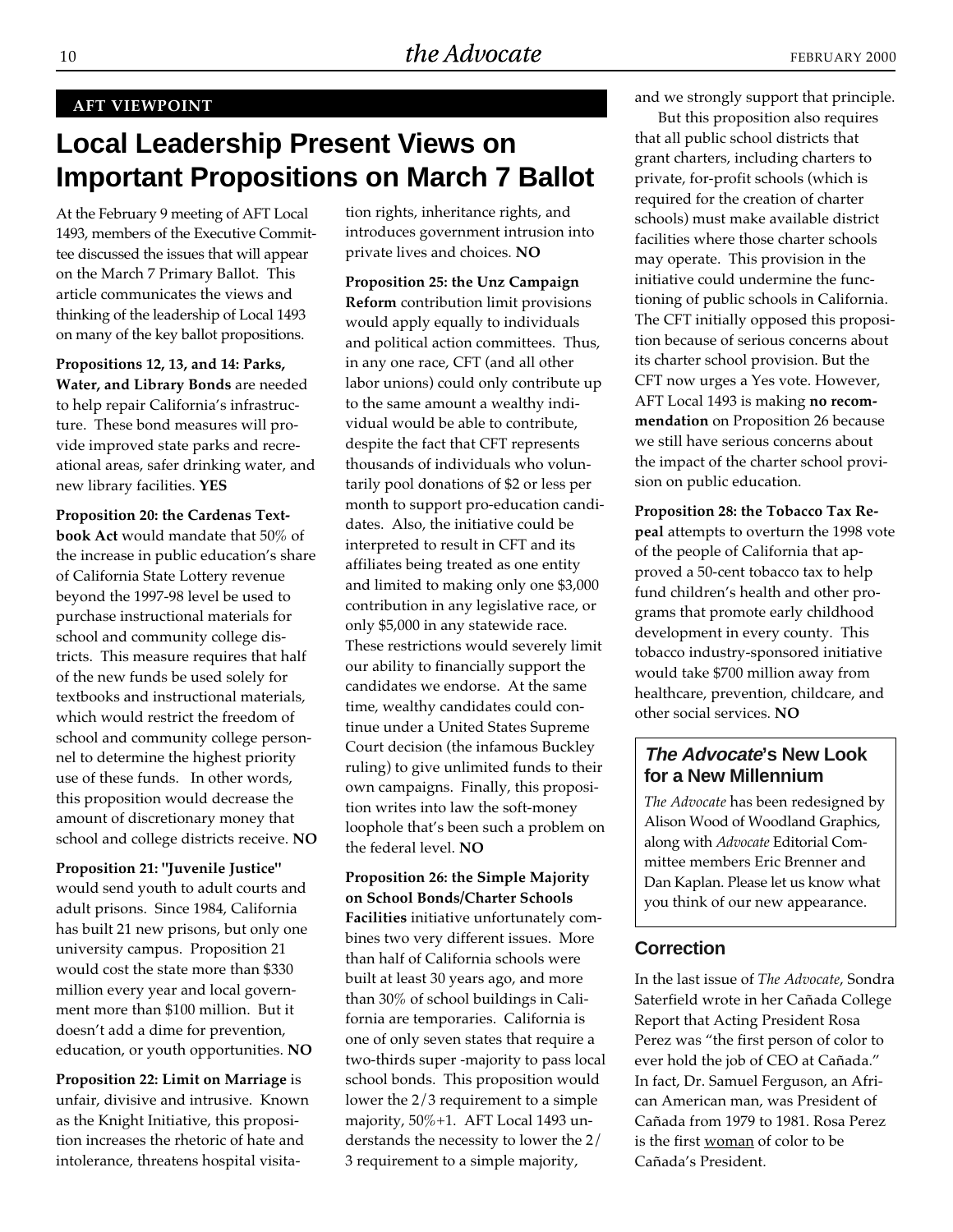**AFT VIEWPOINT**

# Local Leadership Present Views on Important Propositions on March 7 Ballot

At the February 9 meeting of AFT Local 1493, members of the Executive Committee discussed the issues that will appear on the March 7 Primary Ballot. This article communicates the views and thinking of the leadership of Local 1493 on many of the key ballot propositions.

**Propositions 12, 13, and 14: Parks, Water, and Library Bonds** are needed to help repair California's infrastructure. These bond measures will provide improved state parks and recreational areas, safer drinking water, and new library facilities. **YES**

**Proposition 20: the Cardenas Textbook Act** would mandate that 50% of the increase in public education's share of California State Lottery revenue beyond the 1997-98 level be used to purchase instructional materials for school and community college districts. This measure requires that half of the new funds be used solely for textbooks and instructional materials, which would restrict the freedom of school and community college personnel to determine the highest priority use of these funds. In other words, this proposition would decrease the amount of discretionary money that school and college districts receive. **NO**

**Proposition 21: "Juvenile Justice"** would send youth to adult courts and adult prisons. Since 1984, California has built 21 new prisons, but only one university campus. Proposition 21 would cost the state more than $330 million every year and local government more than $100 million. But it doesn't add a dime for prevention, education, or youth opportunities. **NO**

**Proposition 22: Limit on Marriage** is unfair, divisive and intrusive. Known as the Knight Initiative, this proposition increases the rhetoric of hate and intolerance, threatens hospital visitation rights, inheritance rights, and introduces government intrusion into private lives and choices. **NO**

**Proposition 25: the Unz Campaign Reform** contribution limit provisions would apply equally to individuals and political action committees. Thus, in any one race, CFT (and all other labor unions) could only contribute up to the same amount a wealthy individual would be able to contribute, despite the fact that CFT represents thousands of individuals who voluntarily pool donations of $2 or less per month to support pro-education candidates. Also, the initiative could be interpreted to result in CFT and its affiliates being treated as one entity and limited to making only one $3,000 contribution in any legislative race, or only $5,000 in any statewide race. These restrictions would severely limit our ability to financially support the candidates we endorse. At the same time, wealthy candidates could continue under a United States Supreme Court decision (the infamous Buckley ruling) to give unlimited funds to their own campaigns. Finally, this proposition writes into law the soft-money loophole that's been such a problem on the federal level. **NO**

**Proposition 26: the Simple Majority on School Bonds/Charter Schools Facilities** initiative unfortunately combines two very different issues. More than half of California schools were built at least 30 years ago, and more than 30% of school buildings in California are temporaries. California is one of only seven states that require a two-thirds super -majority to pass local school bonds. This proposition would lower the 2/3 requirement to a simple majority, 50%+1. AFT Local 1493 understands the necessity to lower the 2/3 requirement to a simple majority, and we strongly support that principle.

But this proposition also requires that all public school districts that grant charters, including charters to private, for-profit schools (which is required for the creation of charter schools) must make available district facilities where those charter schools may operate. This provision in the initiative could undermine the functioning of public schools in California. The CFT initially opposed this proposition because of serious concerns about its charter school provision. But the CFT now urges a Yes vote. However, AFT Local 1493 is making **no recommendation** on Proposition 26 because we still have serious concerns about the impact of the charter school provision on public education.

**Proposition 28: the Tobacco Tax Repeal** attempts to overturn the 1998 vote of the people of California that approved a 50-cent tobacco tax to help fund children's health and other programs that promote early childhood development in every county. This tobacco industry-sponsored initiative would take $700 million away from healthcare, prevention, childcare, and other social services. **NO**

## *The Advocate*'s New Look for a New Millennium

*The Advocate* has been redesigned by Alison Wood of Woodland Graphics, along with *Advocate* Editorial Committee members Eric Brenner and Dan Kaplan. Please let us know what you think of our new appearance.

## Correction

In the last issue of *The Advocate*, Sondra Saterfield wrote in her Cañada College Report that Acting President Rosa Perez was "the first person of color to ever hold the job of CEO at Cañada." In fact, Dr. Samuel Ferguson, an African American man, was President of Cañada from 1979 to 1981. Rosa Perez is the first woman of color to be Cañada's President.